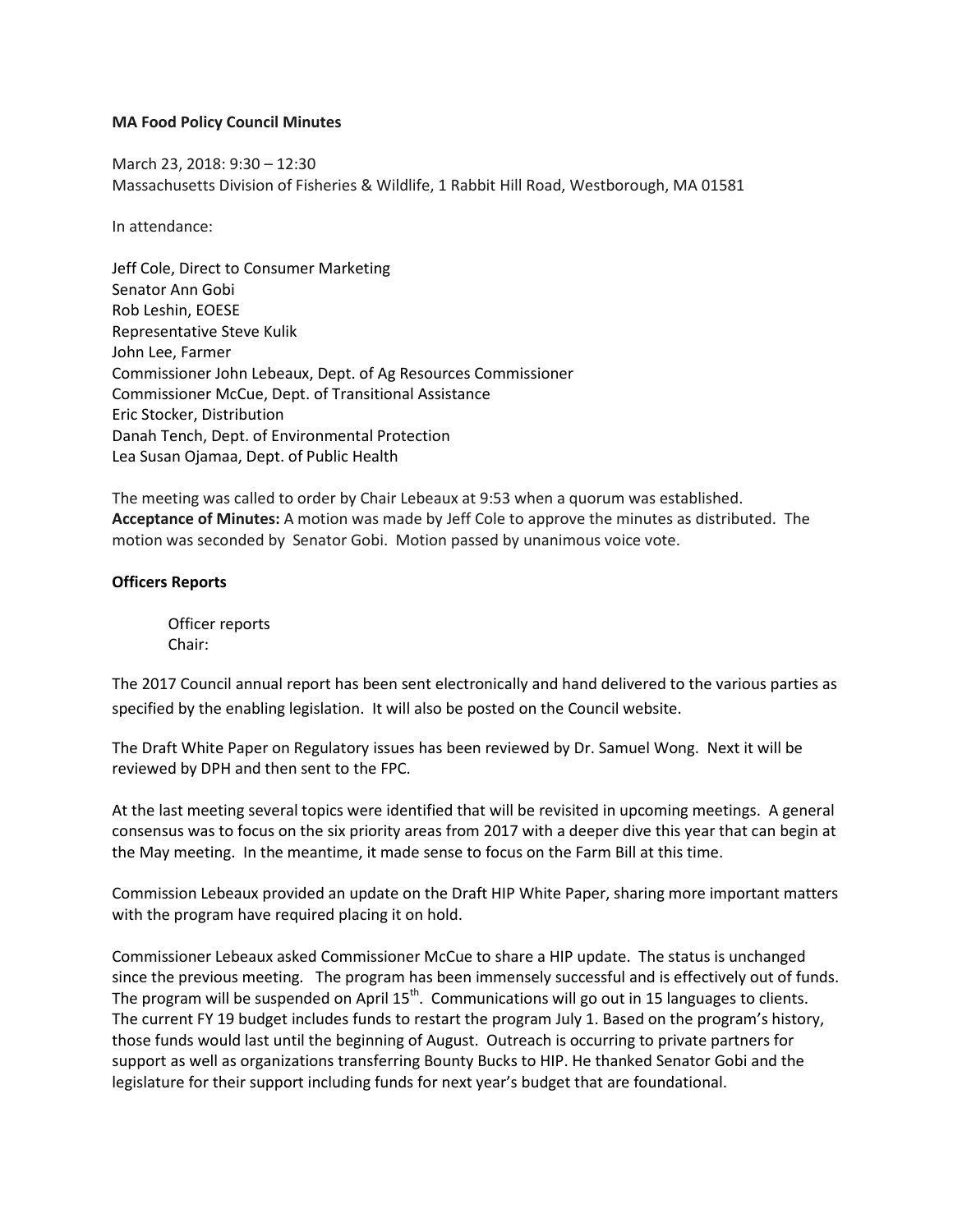**MA Food Policy Council Minutes**

March 23, 2018: 9:30 – 12:30
Massachusetts Division of Fisheries & Wildlife, 1 Rabbit Hill Road, Westborough, MA 01581

In attendance:

Jeff Cole, Direct to Consumer Marketing
Senator Ann Gobi
Rob Leshin, EOESE
Representative Steve Kulik
John Lee, Farmer
Commissioner John Lebeaux, Dept. of Ag Resources Commissioner
Commissioner McCue, Dept. of Transitional Assistance
Eric Stocker, Distribution
Danah Tench, Dept. of Environmental Protection
Lea Susan Ojamaa, Dept. of Public Health

The meeting was called to order by Chair Lebeaux at 9:53 when a quorum was established.
**Acceptance of Minutes:** A motion was made by Jeff Cole to approve the minutes as distributed. The motion was seconded by Senator Gobi. Motion passed by unanimous voice vote.

**Officers Reports**

Officer reports
Chair:

The 2017 Council annual report has been sent electronically and hand delivered to the various parties as specified by the enabling legislation. It will also be posted on the Council website.

The Draft White Paper on Regulatory issues has been reviewed by Dr. Samuel Wong. Next it will be reviewed by DPH and then sent to the FPC.

At the last meeting several topics were identified that will be revisited in upcoming meetings. A general consensus was to focus on the six priority areas from 2017 with a deeper dive this year that can begin at the May meeting. In the meantime, it made sense to focus on the Farm Bill at this time.

Commission Lebeaux provided an update on the Draft HIP White Paper, sharing more important matters with the program have required placing it on hold.

Commissioner Lebeaux asked Commissioner McCue to share a HIP update. The status is unchanged since the previous meeting. The program has been immensely successful and is effectively out of funds. The program will be suspended on April 15th. Communications will go out in 15 languages to clients. The current FY 19 budget includes funds to restart the program July 1. Based on the program's history, those funds would last until the beginning of August. Outreach is occurring to private partners for support as well as organizations transferring Bounty Bucks to HIP. He thanked Senator Gobi and the legislature for their support including funds for next year's budget that are foundational.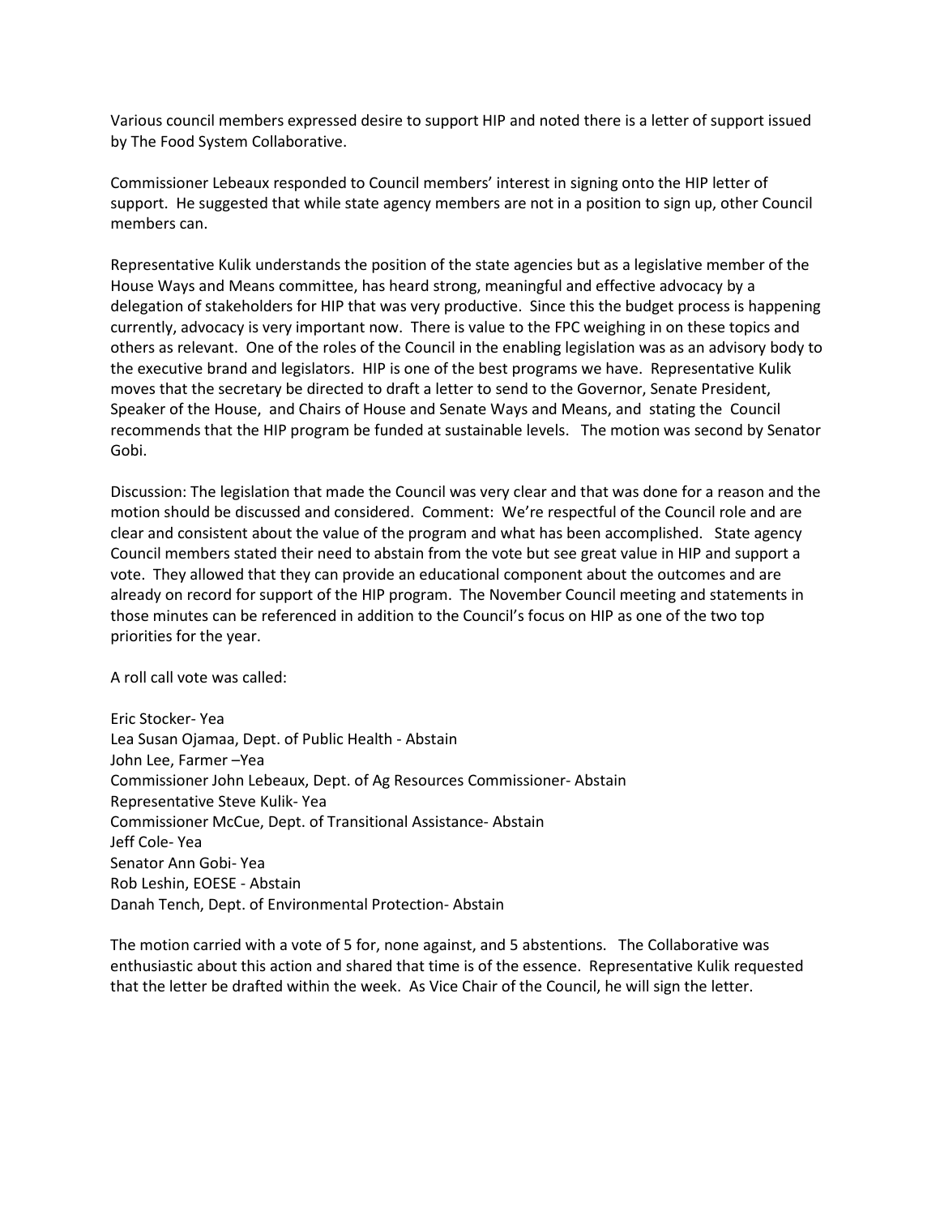Various council members expressed desire to support HIP and noted there is a letter of support issued by The Food System Collaborative.

Commissioner Lebeaux responded to Council members' interest in signing onto the HIP letter of support. He suggested that while state agency members are not in a position to sign up, other Council members can.

Representative Kulik understands the position of the state agencies but as a legislative member of the House Ways and Means committee, has heard strong, meaningful and effective advocacy by a delegation of stakeholders for HIP that was very productive. Since this the budget process is happening currently, advocacy is very important now. There is value to the FPC weighing in on these topics and others as relevant. One of the roles of the Council in the enabling legislation was as an advisory body to the executive brand and legislators. HIP is one of the best programs we have. Representative Kulik moves that the secretary be directed to draft a letter to send to the Governor, Senate President, Speaker of the House, and Chairs of House and Senate Ways and Means, and stating the Council recommends that the HIP program be funded at sustainable levels. The motion was second by Senator Gobi.

Discussion: The legislation that made the Council was very clear and that was done for a reason and the motion should be discussed and considered. Comment: We're respectful of the Council role and are clear and consistent about the value of the program and what has been accomplished. State agency Council members stated their need to abstain from the vote but see great value in HIP and support a vote. They allowed that they can provide an educational component about the outcomes and are already on record for support of the HIP program. The November Council meeting and statements in those minutes can be referenced in addition to the Council's focus on HIP as one of the two top priorities for the year.

A roll call vote was called:

Eric Stocker- Yea
Lea Susan Ojamaa, Dept. of Public Health - Abstain
John Lee, Farmer –Yea
Commissioner John Lebeaux, Dept. of Ag Resources Commissioner- Abstain
Representative Steve Kulik- Yea
Commissioner McCue, Dept. of Transitional Assistance- Abstain
Jeff Cole- Yea
Senator Ann Gobi- Yea
Rob Leshin, EOESE - Abstain
Danah Tench, Dept. of Environmental Protection- Abstain

The motion carried with a vote of 5 for, none against, and 5 abstentions. The Collaborative was enthusiastic about this action and shared that time is of the essence. Representative Kulik requested that the letter be drafted within the week. As Vice Chair of the Council, he will sign the letter.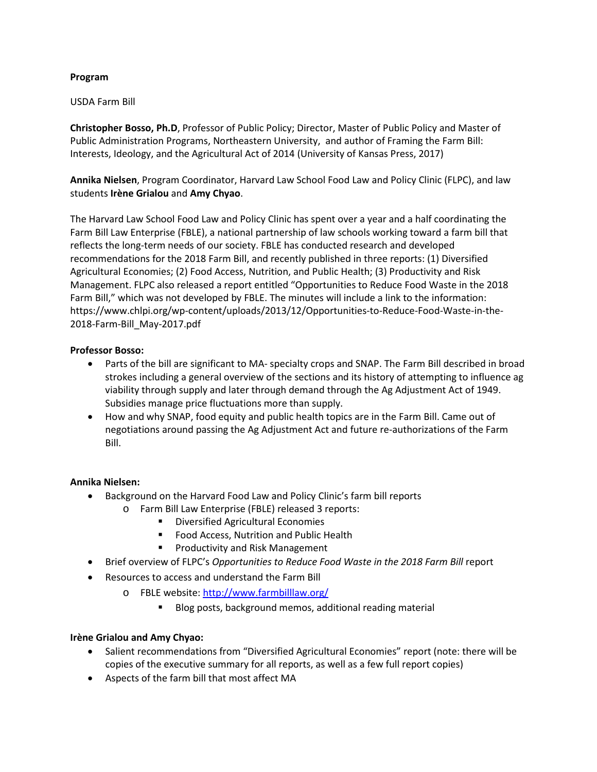**Program**

USDA Farm Bill

**Christopher Bosso, Ph.D**, Professor of Public Policy; Director, Master of Public Policy and Master of Public Administration Programs, Northeastern University, and author of Framing the Farm Bill: Interests, Ideology, and the Agricultural Act of 2014 (University of Kansas Press, 2017)

**Annika Nielsen**, Program Coordinator, Harvard Law School Food Law and Policy Clinic (FLPC), and law students **Irène Grialou** and **Amy Chyao**.

The Harvard Law School Food Law and Policy Clinic has spent over a year and a half coordinating the Farm Bill Law Enterprise (FBLE), a national partnership of law schools working toward a farm bill that reflects the long-term needs of our society. FBLE has conducted research and developed recommendations for the 2018 Farm Bill, and recently published in three reports: (1) Diversified Agricultural Economies; (2) Food Access, Nutrition, and Public Health; (3) Productivity and Risk Management. FLPC also released a report entitled "Opportunities to Reduce Food Waste in the 2018 Farm Bill," which was not developed by FBLE. The minutes will include a link to the information: https://www.chlpi.org/wp-content/uploads/2013/12/Opportunities-to-Reduce-Food-Waste-in-the-2018-Farm-Bill_May-2017.pdf

**Professor Bosso:**

- Parts of the bill are significant to MA- specialty crops and SNAP. The Farm Bill described in broad strokes including a general overview of the sections and its history of attempting to influence ag viability through supply and later through demand through the Ag Adjustment Act of 1949. Subsidies manage price fluctuations more than supply.
- How and why SNAP, food equity and public health topics are in the Farm Bill. Came out of negotiations around passing the Ag Adjustment Act and future re-authorizations of the Farm Bill.

**Annika Nielsen:**

- Background on the Harvard Food Law and Policy Clinic's farm bill reports
  - Farm Bill Law Enterprise (FBLE) released 3 reports:
    - Diversified Agricultural Economies
    - Food Access, Nutrition and Public Health
    - Productivity and Risk Management
- Brief overview of FLPC's *Opportunities to Reduce Food Waste in the 2018 Farm Bill* report
- Resources to access and understand the Farm Bill
  - FBLE website: http://www.farmbilllaw.org/
    - Blog posts, background memos, additional reading material

**Irène Grialou and Amy Chyao:**

- Salient recommendations from "Diversified Agricultural Economies" report (note: there will be copies of the executive summary for all reports, as well as a few full report copies)
- Aspects of the farm bill that most affect MA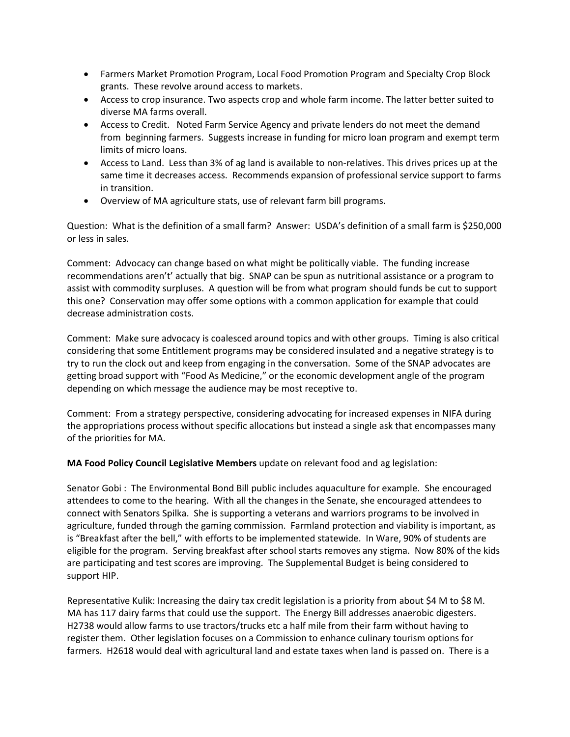- Farmers Market Promotion Program, Local Food Promotion Program and Specialty Crop Block grants. These revolve around access to markets.
- Access to crop insurance. Two aspects crop and whole farm income. The latter better suited to diverse MA farms overall.
- Access to Credit. Noted Farm Service Agency and private lenders do not meet the demand from beginning farmers. Suggests increase in funding for micro loan program and exempt term limits of micro loans.
- Access to Land. Less than 3% of ag land is available to non-relatives. This drives prices up at the same time it decreases access. Recommends expansion of professional service support to farms in transition.
- Overview of MA agriculture stats, use of relevant farm bill programs.

Question: What is the definition of a small farm? Answer: USDA's definition of a small farm is $250,000 or less in sales.

Comment: Advocacy can change based on what might be politically viable. The funding increase recommendations aren't' actually that big. SNAP can be spun as nutritional assistance or a program to assist with commodity surpluses. A question will be from what program should funds be cut to support this one? Conservation may offer some options with a common application for example that could decrease administration costs.

Comment: Make sure advocacy is coalesced around topics and with other groups. Timing is also critical considering that some Entitlement programs may be considered insulated and a negative strategy is to try to run the clock out and keep from engaging in the conversation. Some of the SNAP advocates are getting broad support with "Food As Medicine," or the economic development angle of the program depending on which message the audience may be most receptive to.

Comment: From a strategy perspective, considering advocating for increased expenses in NIFA during the appropriations process without specific allocations but instead a single ask that encompasses many of the priorities for MA.

**MA Food Policy Council Legislative Members** update on relevant food and ag legislation:

Senator Gobi : The Environmental Bond Bill public includes aquaculture for example. She encouraged attendees to come to the hearing. With all the changes in the Senate, she encouraged attendees to connect with Senators Spilka. She is supporting a veterans and warriors programs to be involved in agriculture, funded through the gaming commission. Farmland protection and viability is important, as is "Breakfast after the bell," with efforts to be implemented statewide. In Ware, 90% of students are eligible for the program. Serving breakfast after school starts removes any stigma. Now 80% of the kids are participating and test scores are improving. The Supplemental Budget is being considered to support HIP.

Representative Kulik: Increasing the dairy tax credit legislation is a priority from about $4 M to $8 M. MA has 117 dairy farms that could use the support. The Energy Bill addresses anaerobic digesters. H2738 would allow farms to use tractors/trucks etc a half mile from their farm without having to register them. Other legislation focuses on a Commission to enhance culinary tourism options for farmers. H2618 would deal with agricultural land and estate taxes when land is passed on. There is a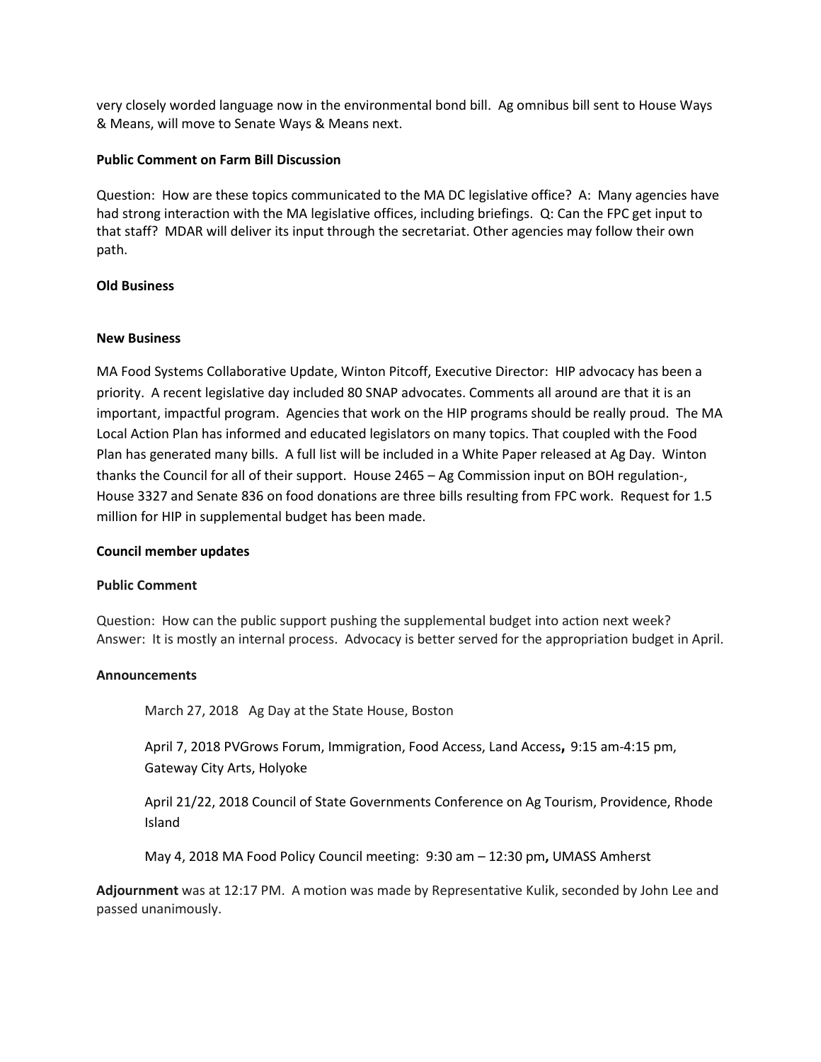very closely worded language now in the environmental bond bill. Ag omnibus bill sent to House Ways & Means, will move to Senate Ways & Means next.

**Public Comment on Farm Bill Discussion**

Question: How are these topics communicated to the MA DC legislative office? A: Many agencies have had strong interaction with the MA legislative offices, including briefings. Q: Can the FPC get input to that staff? MDAR will deliver its input through the secretariat. Other agencies may follow their own path.

**Old Business**

**New Business**

MA Food Systems Collaborative Update, Winton Pitcoff, Executive Director: HIP advocacy has been a priority. A recent legislative day included 80 SNAP advocates. Comments all around are that it is an important, impactful program. Agencies that work on the HIP programs should be really proud. The MA Local Action Plan has informed and educated legislators on many topics. That coupled with the Food Plan has generated many bills. A full list will be included in a White Paper released at Ag Day. Winton thanks the Council for all of their support. House 2465 – Ag Commission input on BOH regulation-, House 3327 and Senate 836 on food donations are three bills resulting from FPC work. Request for 1.5 million for HIP in supplemental budget has been made.

**Council member updates**

**Public Comment**

Question: How can the public support pushing the supplemental budget into action next week? Answer: It is mostly an internal process. Advocacy is better served for the appropriation budget in April.

**Announcements**

March 27, 2018 Ag Day at the State House, Boston

April 7, 2018 PVGrows Forum, Immigration, Food Access, Land Access**,** 9:15 am-4:15 pm, Gateway City Arts, Holyoke

April 21/22, 2018 Council of State Governments Conference on Ag Tourism, Providence, Rhode Island

May 4, 2018 MA Food Policy Council meeting: 9:30 am – 12:30 pm**,** UMASS Amherst

**Adjournment** was at 12:17 PM. A motion was made by Representative Kulik, seconded by John Lee and passed unanimously.